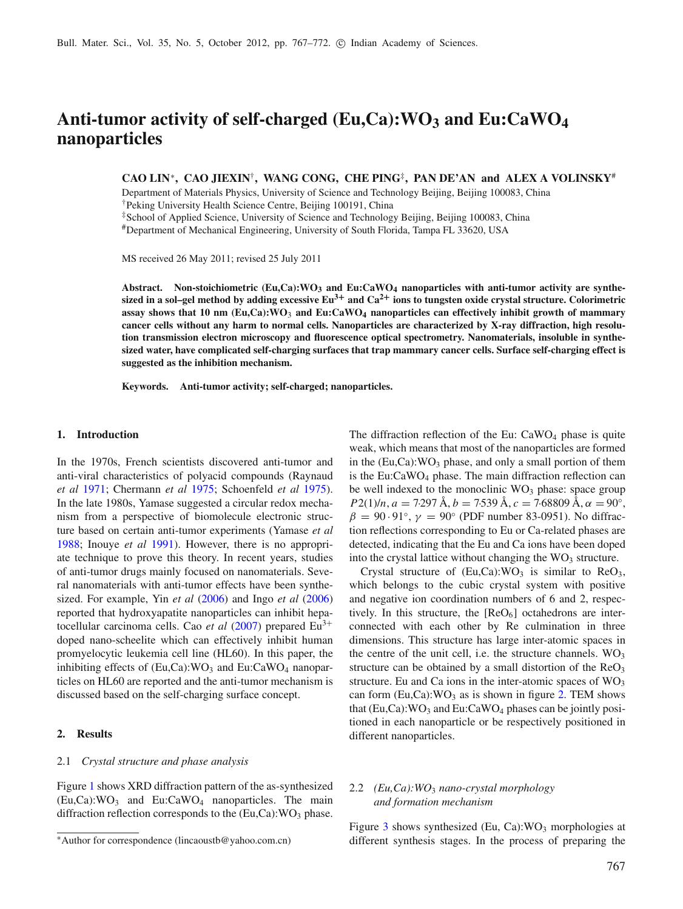# Anti-tumor activity of self-charged (Eu,Ca):$WO_3$ and Eu:$CaWO_4$ nanoparticles

**CAO LIN*, CAO JIEXIN[†], WANG CONG, CHE PING[‡], PAN DE'AN and ALEX A VOLINSKY[#]**

Department of Materials Physics, University of Science and Technology Beijing, Beijing 100083, China
[†]Peking University Health Science Centre, Beijing 100191, China
[‡]School of Applied Science, University of Science and Technology Beijing, Beijing 100083, China
[#]Department of Mechanical Engineering, University of South Florida, Tampa FL 33620, USA

MS received 26 May 2011; revised 25 July 2011

**Abstract.** **Non-stoichiometric (Eu,Ca):$WO_3$ and Eu:$CaWO_4$ nanoparticles with anti-tumor activity are synthesized in a sol–gel method by adding excessive $Eu^{3+}$ and $Ca^{2+}$ ions to tungsten oxide crystal structure. Colorimetric assay shows that 10 nm (Eu,Ca):$WO_3$ and Eu:$CaWO_4$ nanoparticles can effectively inhibit growth of mammary cancer cells without any harm to normal cells. Nanoparticles are characterized by X-ray diffraction, high resolution transmission electron microscopy and fluorescence optical spectrometry. Nanomaterials, insoluble in synthesized water, have complicated self-charging surfaces that trap mammary cancer cells. Surface self-charging effect is suggested as the inhibition mechanism.**

**Keywords.** **Anti-tumor activity; self-charged; nanoparticles.**

## 1. Introduction

In the 1970s, French scientists discovered anti-tumor and anti-viral characteristics of polyacid compounds (Raynaud *et al* 1971; Chermann *et al* 1975; Schoenfeld *et al* 1975). In the late 1980s, Yamase suggested a circular redox mechanism from a perspective of biomolecule electronic structure based on certain anti-tumor experiments (Yamase *et al* 1988; Inouye *et al* 1991). However, there is no appropriate technique to prove this theory. In recent years, studies of anti-tumor drugs mainly focused on nanomaterials. Several nanomaterials with anti-tumor effects have been synthesized. For example, Yin *et al* (2006) and Ingo *et al* (2006) reported that hydroxyapatite nanoparticles can inhibit hepatocellular carcinoma cells. Cao *et al* (2007) prepared $Eu^{3+}$ doped nano-scheelite which can effectively inhibit human promyelocytic leukemia cell line (HL60). In this paper, the inhibiting effects of (Eu,Ca):$WO_3$ and Eu:$CaWO_4$ nanoparticles on HL60 are reported and the anti-tumor mechanism is discussed based on the self-charging surface concept.

## 2. Results

### 2.1 *Crystal structure and phase analysis*

Figure 1 shows XRD diffraction pattern of the as-synthesized (Eu,Ca):$WO_3$ and Eu:$CaWO_4$ nanoparticles. The main diffraction reflection corresponds to the (Eu,Ca):$WO_3$ phase. The diffraction reflection of the Eu: $CaWO_4$ phase is quite weak, which means that most of the nanoparticles are formed in the (Eu,Ca):$WO_3$ phase, and only a small portion of them is the Eu:$CaWO_4$ phase. The main diffraction reflection can be well indexed to the monoclinic $WO_3$ phase: space group $P2(1)/n$, $a = 7{\cdot}297$ Å, $b = 7{\cdot}539$ Å, $c = 7{\cdot}68809$ Å, $\alpha = 90°$, $\beta = 90 \cdot 91°$, $\gamma = 90°$ (PDF number 83-0951). No diffraction reflections corresponding to Eu or Ca-related phases are detected, indicating that the Eu and Ca ions have been doped into the crystal lattice without changing the $WO_3$ structure.

Crystal structure of (Eu,Ca):$WO_3$ is similar to $ReO_3$, which belongs to the cubic crystal system with positive and negative ion coordination numbers of 6 and 2, respectively. In this structure, the [$ReO_6$] octahedrons are interconnected with each other by Re culmination in three dimensions. This structure has large inter-atomic spaces in the centre of the unit cell, i.e. the structure channels. $WO_3$ structure can be obtained by a small distortion of the $ReO_3$ structure. Eu and Ca ions in the inter-atomic spaces of $WO_3$ can form (Eu,Ca):$WO_3$ as is shown in figure 2. TEM shows that (Eu,Ca):$WO_3$ and Eu:$CaWO_4$ phases can be jointly positioned in each nanoparticle or be respectively positioned in different nanoparticles.

### 2.2 *(Eu,Ca):$WO_3$ nano-crystal morphology and formation mechanism*

Figure 3 shows synthesized (Eu, Ca):$WO_3$ morphologies at different synthesis stages. In the process of preparing the

*Author for correspondence (lincaoustb@yahoo.com.cn)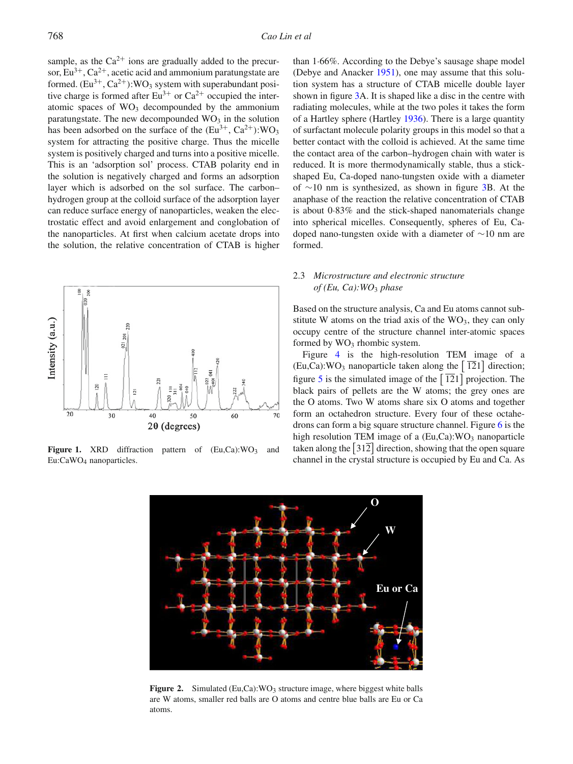sample, as the $Ca^{2+}$ ions are gradually added to the precursor, $Eu^{3+}$, $Ca^{2+}$, acetic acid and ammonium paratungstate are formed. ($Eu^{3+}$, $Ca^{2+}$):$WO_3$ system with superabundant positive charge is formed after $Eu^{3+}$ or $Ca^{2+}$ occupied the interatomic spaces of $WO_3$ decompounded by the ammonium paratungstate. The new decompounded $WO_3$ in the solution has been adsorbed on the surface of the ($Eu^{3+}$, $Ca^{2+}$):$WO_3$ system for attracting the positive charge. Thus the micelle system is positively charged and turns into a positive micelle. This is an 'adsorption sol' process. CTAB polarity end in the solution is negatively charged and forms an adsorption layer which is adsorbed on the sol surface. The carbon–hydrogen group at the colloid surface of the adsorption layer can reduce surface energy of nanoparticles, weaken the electrostatic effect and avoid enlargement and conglobation of the nanoparticles. At first when calcium acetate drops into the solution, the relative concentration of CTAB is higher than 1·66%. According to the Debye's sausage shape model (Debye and Anacker 1951), one may assume that this solution system has a structure of CTAB micelle double layer shown in figure 3A. It is shaped like a disc in the centre with radiating molecules, while at the two poles it takes the form of a Hartley sphere (Hartley 1936). There is a large quantity of surfactant molecule polarity groups in this model so that a better contact with the colloid is achieved. At the same time the contact area of the carbon–hydrogen chain with water is reduced. It is more thermodynamically stable, thus a stick-shaped Eu, Ca-doped nano-tungsten oxide with a diameter of ∼10 nm is synthesized, as shown in figure 3B. At the anaphase of the reaction the relative concentration of CTAB is about 0·83% and the stick-shaped nanomaterials change into spherical micelles. Consequently, spheres of Eu, Ca-doped nano-tungsten oxide with a diameter of ∼10 nm are formed.

**Figure 1.** XRD diffraction pattern of (Eu,Ca):$WO_3$ and Eu:$CaWO_4$ nanoparticles.

### 2.3 *Microstructure and electronic structure of (Eu, Ca):$WO_3$ phase*

Based on the structure analysis, Ca and Eu atoms cannot substitute W atoms on the triad axis of the $WO_3$, they can only occupy centre of the structure channel inter-atomic spaces formed by $WO_3$ rhombic system.

Figure 4 is the high-resolution TEM image of a (Eu,Ca):$WO_3$ nanoparticle taken along the $[\bar{1}21]$ direction; figure 5 is the simulated image of the $[\bar{1}21]$ projection. The black pairs of pellets are the W atoms; the grey ones are the O atoms. Two W atoms share six O atoms and together form an octahedron structure. Every four of these octahedrons can form a big square structure channel. Figure 6 is the high resolution TEM image of a (Eu,Ca):$WO_3$ nanoparticle taken along the $[31\bar{2}]$ direction, showing that the open square channel in the crystal structure is occupied by Eu and Ca. As

**Figure 2.** Simulated (Eu,Ca):$WO_3$ structure image, where biggest white balls are W atoms, smaller red balls are O atoms and centre blue balls are Eu or Ca atoms.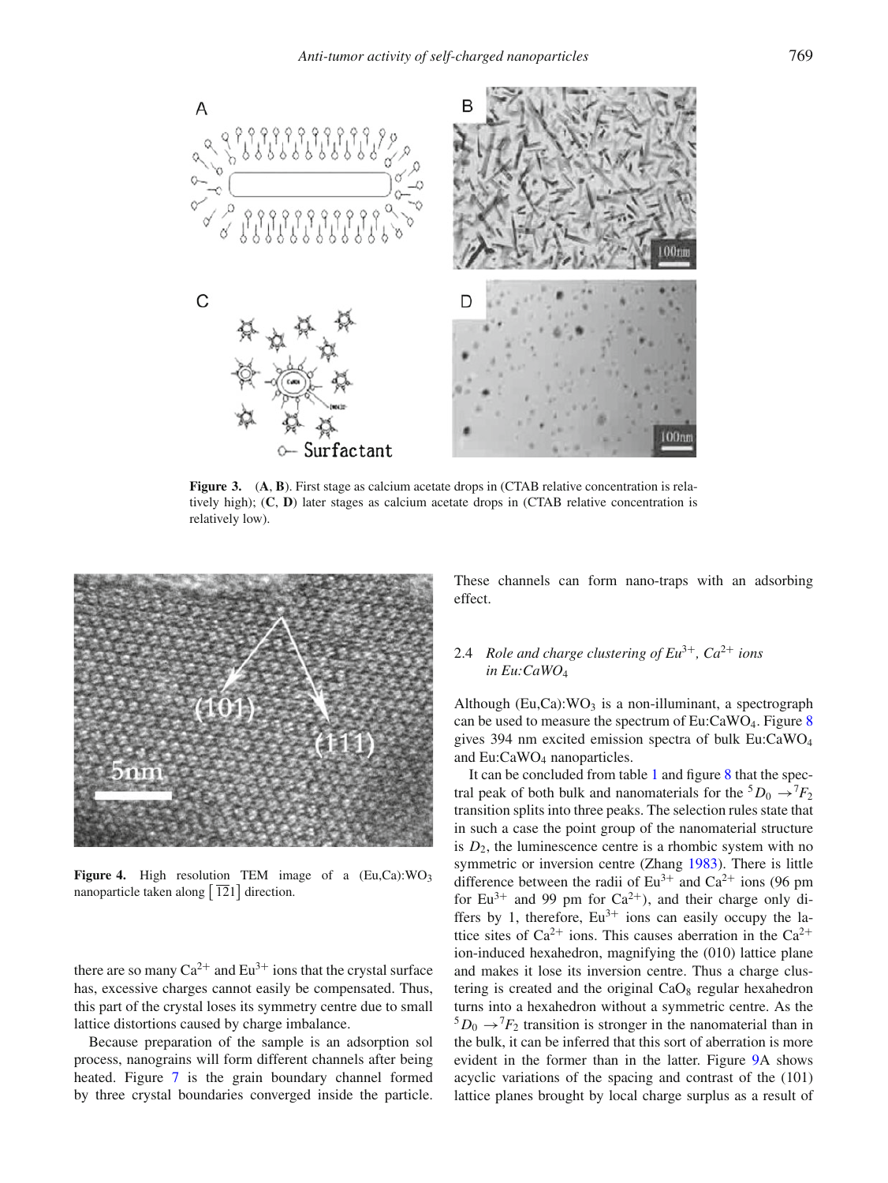**Figure 3.** (**A**, **B**). First stage as calcium acetate drops in (CTAB relative concentration is relatively high); (**C**, **D**) later stages as calcium acetate drops in (CTAB relative concentration is relatively low).

**Figure 4.** High resolution TEM image of a (Eu,Ca):$WO_3$ nanoparticle taken along $[\bar{1}21]$ direction.

there are so many $Ca^{2+}$ and $Eu^{3+}$ ions that the crystal surface has, excessive charges cannot easily be compensated. Thus, this part of the crystal loses its symmetry centre due to small lattice distortions caused by charge imbalance.

Because preparation of the sample is an adsorption sol process, nanograins will form different channels after being heated. Figure 7 is the grain boundary channel formed by three crystal boundaries converged inside the particle. These channels can form nano-traps with an adsorbing effect.

### 2.4 *Role and charge clustering of $Eu^{3+}$, $Ca^{2+}$ ions in Eu:$CaWO_4$*

Although (Eu,Ca):$WO_3$ is a non-illuminant, a spectrograph can be used to measure the spectrum of Eu:$CaWO_4$. Figure 8 gives 394 nm excited emission spectra of bulk Eu:$CaWO_4$ and Eu:$CaWO_4$ nanoparticles.

It can be concluded from table 1 and figure 8 that the spectral peak of both bulk and nanomaterials for the $^5D_0 \rightarrow {^7F_2}$ transition splits into three peaks. The selection rules state that in such a case the point group of the nanomaterial structure is $D_2$, the luminescence centre is a rhombic system with no symmetric or inversion centre (Zhang 1983). There is little difference between the radii of $Eu^{3+}$ and $Ca^{2+}$ ions (96 pm for $Eu^{3+}$ and 99 pm for $Ca^{2+}$), and their charge only differs by 1, therefore, $Eu^{3+}$ ions can easily occupy the lattice sites of $Ca^{2+}$ ions. This causes aberration in the $Ca^{2+}$ ion-induced hexahedron, magnifying the (010) lattice plane and makes it lose its inversion centre. Thus a charge clustering is created and the original $CaO_8$ regular hexahedron turns into a hexahedron without a symmetric centre. As the $^5D_0 \rightarrow {^7F_2}$ transition is stronger in the nanomaterial than in the bulk, it can be inferred that this sort of aberration is more evident in the former than in the latter. Figure 9A shows acyclic variations of the spacing and contrast of the (101) lattice planes brought by local charge surplus as a result of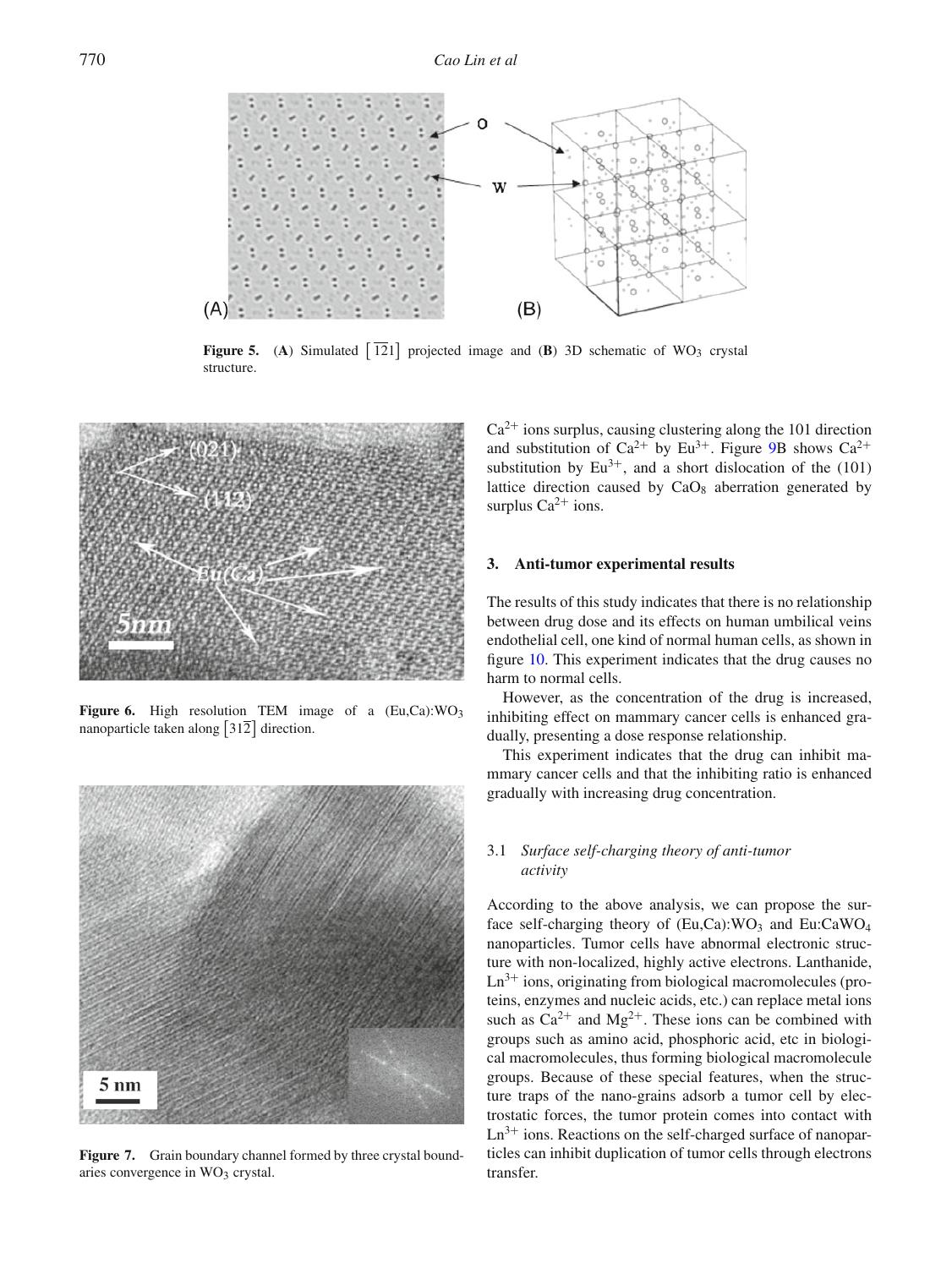**Figure 5.** (**A**) Simulated $[\bar{1}21]$ projected image and (**B**) 3D schematic of $WO_3$ crystal structure.

**Figure 6.** High resolution TEM image of a (Eu,Ca):$WO_3$ nanoparticle taken along $[31\bar{2}]$ direction.

**Figure 7.** Grain boundary channel formed by three crystal boundaries convergence in $WO_3$ crystal.

$Ca^{2+}$ ions surplus, causing clustering along the 101 direction and substitution of $Ca^{2+}$ by $Eu^{3+}$. Figure 9B shows $Ca^{2+}$ substitution by $Eu^{3+}$, and a short dislocation of the (101) lattice direction caused by $CaO_8$ aberration generated by surplus $Ca^{2+}$ ions.

## 3. Anti-tumor experimental results

The results of this study indicates that there is no relationship between drug dose and its effects on human umbilical veins endothelial cell, one kind of normal human cells, as shown in figure 10. This experiment indicates that the drug causes no harm to normal cells.

However, as the concentration of the drug is increased, inhibiting effect on mammary cancer cells is enhanced gradually, presenting a dose response relationship.

This experiment indicates that the drug can inhibit mammary cancer cells and that the inhibiting ratio is enhanced gradually with increasing drug concentration.

### 3.1 *Surface self-charging theory of anti-tumor activity*

According to the above analysis, we can propose the surface self-charging theory of (Eu,Ca):$WO_3$ and Eu:$CaWO_4$ nanoparticles. Tumor cells have abnormal electronic structure with non-localized, highly active electrons. Lanthanide, $Ln^{3+}$ ions, originating from biological macromolecules (proteins, enzymes and nucleic acids, etc.) can replace metal ions such as $Ca^{2+}$ and $Mg^{2+}$. These ions can be combined with groups such as amino acid, phosphoric acid, etc in biological macromolecules, thus forming biological macromolecule groups. Because of these special features, when the structure traps of the nano-grains adsorb a tumor cell by electrostatic forces, the tumor protein comes into contact with $Ln^{3+}$ ions. Reactions on the self-charged surface of nanoparticles can inhibit duplication of tumor cells through electrons transfer.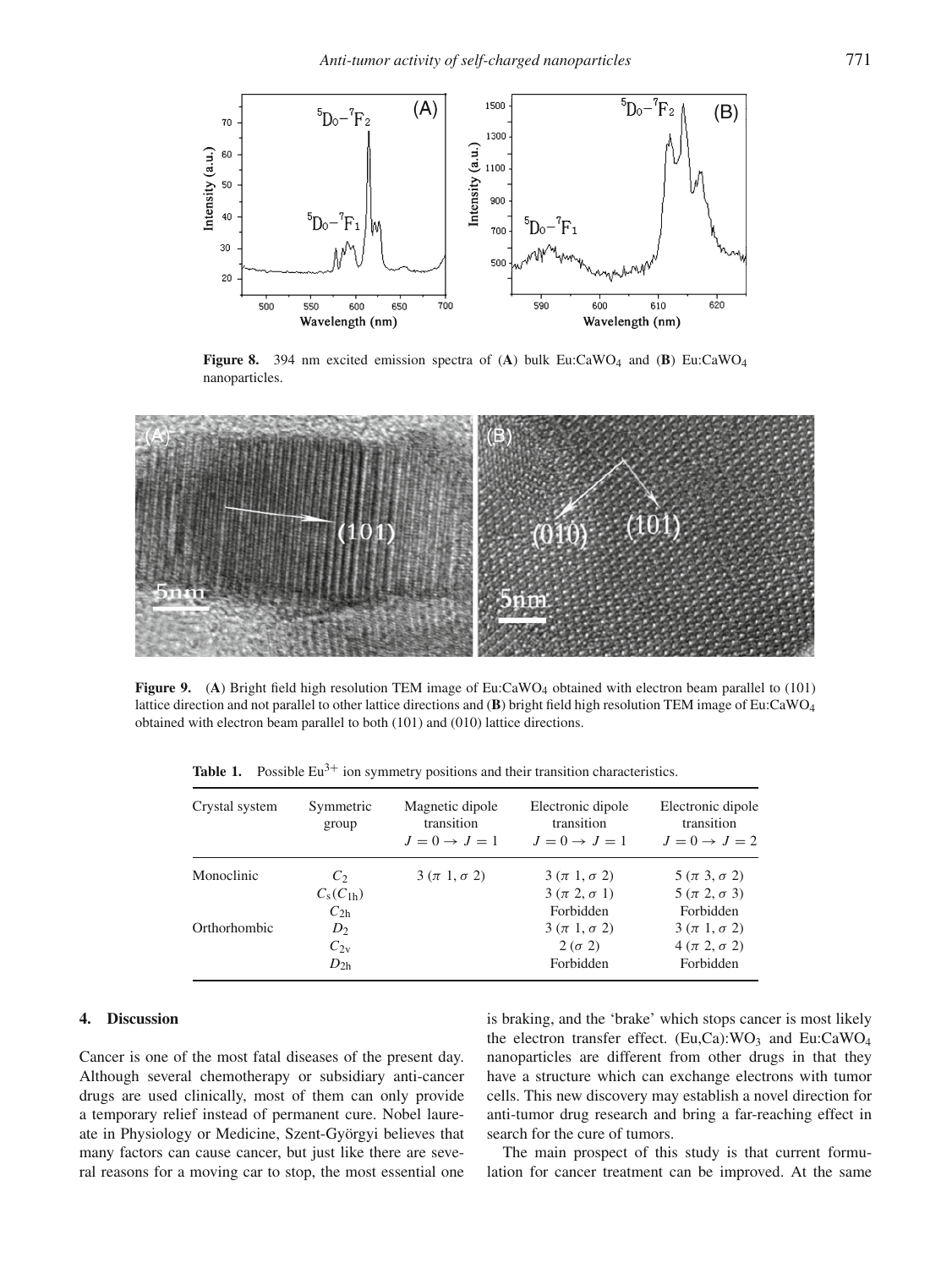**Figure 8.** 394 nm excited emission spectra of (**A**) bulk Eu:$CaWO_4$ and (**B**) Eu:$CaWO_4$ nanoparticles.

**Figure 9.** (**A**) Bright field high resolution TEM image of Eu:$CaWO_4$ obtained with electron beam parallel to (101) lattice direction and not parallel to other lattice directions and (**B**) bright field high resolution TEM image of Eu:$CaWO_4$ obtained with electron beam parallel to both (101) and (010) lattice directions.

**Table 1.** Possible $Eu^{3+}$ ion symmetry positions and their transition characteristics.

| Crystal system | Symmetric group | Magnetic dipole transition $J = 0 \rightarrow J = 1$ | Electronic dipole transition $J = 0 \rightarrow J = 1$ | Electronic dipole transition $J = 0 \rightarrow J = 2$ |
|---|---|---|---|---|
| Monoclinic | $C_2$ | 3 ($\pi$ 1, $\sigma$ 2) | 3 ($\pi$ 1, $\sigma$ 2) | 5 ($\pi$ 3, $\sigma$ 2) |
| | $C_s(C_{1h})$ | | 3 ($\pi$ 2, $\sigma$ 1) | 5 ($\pi$ 2, $\sigma$ 3) |
| | $C_{2h}$ | | Forbidden | Forbidden |
| Orthorhombic | $D_2$ | | 3 ($\pi$ 1, $\sigma$ 2) | 3 ($\pi$ 1, $\sigma$ 2) |
| | $C_{2v}$ | | 2 ($\sigma$ 2) | 4 ($\pi$ 2, $\sigma$ 2) |
| | $D_{2h}$ | | Forbidden | Forbidden |

## 4. Discussion

Cancer is one of the most fatal diseases of the present day. Although several chemotherapy or subsidiary anti-cancer drugs are used clinically, most of them can only provide a temporary relief instead of permanent cure. Nobel laureate in Physiology or Medicine, Szent-Györgyi believes that many factors can cause cancer, but just like there are several reasons for a moving car to stop, the most essential one is braking, and the 'brake' which stops cancer is most likely the electron transfer effect. (Eu,Ca):$WO_3$ and Eu:$CaWO_4$ nanoparticles are different from other drugs in that they have a structure which can exchange electrons with tumor cells. This new discovery may establish a novel direction for anti-tumor drug research and bring a far-reaching effect in search for the cure of tumors.

The main prospect of this study is that current formulation for cancer treatment can be improved. At the same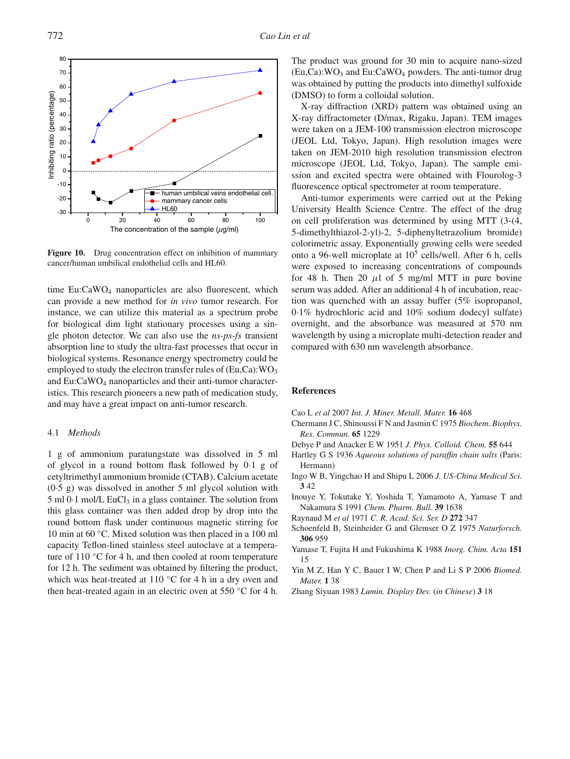80
70
60
50
40
30
20
10
0
-10
-20
-30

Inhibiting ratio (percentage)

0 20 40 60 80 100

The concentration of the sample ($\mu$g/ml)

human umbilical veins endothelial cell.
mammary cancer cells
HL60

**Figure 10.** Drug concentration effect on inhibition of mammary cancer/human umbilical endothelial cells and HL60.

time Eu:$CaWO_4$ nanoparticles are also fluorescent, which can provide a new method for *in vivo* tumor research. For instance, we can utilize this material as a spectrum probe for biological dim light stationary processes using a single photon detector. We can also use the *ns-ps-fs* transient absorption line to study the ultra-fast processes that occur in biological systems. Resonance energy spectrometry could be employed to study the electron transfer rules of (Eu,Ca):$WO_3$ and Eu:$CaWO_4$ nanoparticles and their anti-tumor characteristics. This research pioneers a new path of medication study, and may have a great impact on anti-tumor research.

### 4.1 *Methods*

1 g of ammonium paratungstate was dissolved in 5 ml of glycol in a round bottom flask followed by 0·1 g of cetyltrimethyl ammonium bromide (CTAB). Calcium acetate (0·5 g) was dissolved in another 5 ml glycol solution with 5 ml 0·1 mol/L $EuCl_3$ in a glass container. The solution from this glass container was then added drop by drop into the round bottom flask under continuous magnetic stirring for 10 min at 60 °C. Mixed solution was then placed in a 100 ml capacity Teflon-lined stainless steel autoclave at a temperature of 110 °C for 4 h, and then cooled at room temperature for 12 h. The sediment was obtained by filtering the product, which was heat-treated at 110 °C for 4 h in a dry oven and then heat-treated again in an electric oven at 550 °C for 4 h. The product was ground for 30 min to acquire nano-sized (Eu,Ca):$WO_3$ and Eu:$CaWO_4$ powders. The anti-tumor drug was obtained by putting the products into dimethyl sulfoxide (DMSO) to form a colloidal solution.

X-ray diffraction (XRD) pattern was obtained using an X-ray diffractometer (D/max, Rigaku, Japan). TEM images were taken on a JEM-100 transmission electron microscope (JEOL Ltd, Tokyo, Japan). High resolution images were taken on JEM-2010 high resolution transmission electron microscope (JEOL Ltd, Tokyo, Japan). The sample emission and excited spectra were obtained with Flourolog-3 fluorescence optical spectrometer at room temperature.

Anti-tumor experiments were carried out at the Peking University Health Science Centre. The effect of the drug on cell proliferation was determined by using MTT (3-(4, 5-dimethylthiazol-2-yl)-2, 5-diphenyltetrazolium bromide) colorimetric assay. Exponentially growing cells were seeded onto a 96-well microplate at $10^5$ cells/well. After 6 h, cells were exposed to increasing concentrations of compounds for 48 h. Then 20 $\mu$l of 5 mg/ml MTT in pure bovine serum was added. After an additional 4 h of incubation, reaction was quenched with an assay buffer (5% isopropanol, 0·1% hydrochloric acid and 10% sodium dodecyl sulfate) overnight, and the absorbance was measured at 570 nm wavelength by using a microplate multi-detection reader and compared with 630 nm wavelength absorbance.

## References

Cao L *et al* 2007 *Int. J. Miner. Metall. Mater.* **16** 468

Chermann J C, Shinoussi F N and Jasmin C 1975 *Biochem. Biophys. Res. Commun.* **65** 1229

Debye P and Anacker E W 1951 *J. Phys. Colloid. Chem.* **55** 644

Hartley G S 1936 *Aqueous solutions of paraffin chain salts* (Paris: Hermann)

Ingo W B, Yingchao H and Shipu L 2006 *J. US-China Medical Sci.* **3** 42

Inouye Y, Tokutake Y, Yoshida T, Yamamoto A, Yamase T and Nakamura S 1991 *Chem. Pharm. Bull.* **39** 1638

Raynaud M *et al* 1971 *C. R. Acad. Sci. Ser. D* **272** 347

Schoenfeld B, Steinheider G and Glemser O Z 1975 *Naturforsch.* **306** 959

Yamase T, Fujita H and Fukushima K 1988 *Inorg. Chim. Acta* **151** 15

Yin M Z, Han Y C, Bauer I W, Chen P and Li S P 2006 *Biomed. Mater.* **1** 38

Zhang Siyuan 1983 *Lumin. Display Dev.* (*in Chinese*) **3** 18